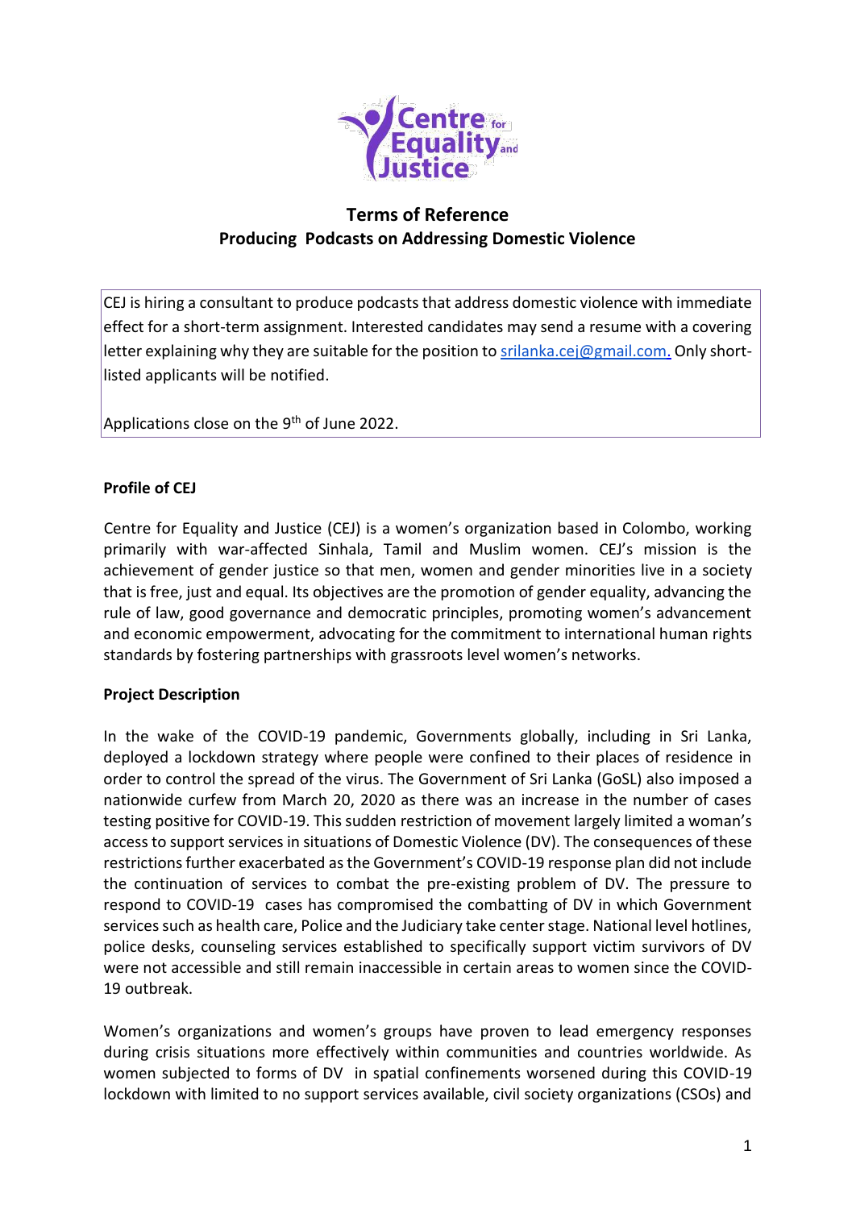# Terms of Reference

## Producing Podcasts on Addressing Domestic Violence

CEJ is hiring a consultant to produce podcasts that address domestic violence with immediate effect for a short-term assignment. Interested candidates may send a resume with a covering letter explaining why they are suitable for the position to srilanka.cej@gmail.com. Only short-listed applicants will be notified.

Applications close on the 9th of June 2022.

**Profile of CEJ**

Centre for Equality and Justice (CEJ) is a women's organization based in Colombo, working primarily with war-affected Sinhala, Tamil and Muslim women. CEJ's mission is the achievement of gender justice so that men, women and gender minorities live in a society that is free, just and equal. Its objectives are the promotion of gender equality, advancing the rule of law, good governance and democratic principles, promoting women's advancement and economic empowerment, advocating for the commitment to international human rights standards by fostering partnerships with grassroots level women's networks.

**Project Description**

In the wake of the COVID-19 pandemic, Governments globally, including in Sri Lanka, deployed a lockdown strategy where people were confined to their places of residence in order to control the spread of the virus. The Government of Sri Lanka (GoSL) also imposed a nationwide curfew from March 20, 2020 as there was an increase in the number of cases testing positive for COVID-19. This sudden restriction of movement largely limited a woman's access to support services in situations of Domestic Violence (DV). The consequences of these restrictions further exacerbated as the Government's COVID-19 response plan did not include the continuation of services to combat the pre-existing problem of DV. The pressure to respond to COVID-19 cases has compromised the combatting of DV in which Government services such as health care, Police and the Judiciary take center stage. National level hotlines, police desks, counseling services established to specifically support victim survivors of DV were not accessible and still remain inaccessible in certain areas to women since the COVID-19 outbreak.

Women's organizations and women's groups have proven to lead emergency responses during crisis situations more effectively within communities and countries worldwide. As women subjected to forms of DV in spatial confinements worsened during this COVID-19 lockdown with limited to no support services available, civil society organizations (CSOs) and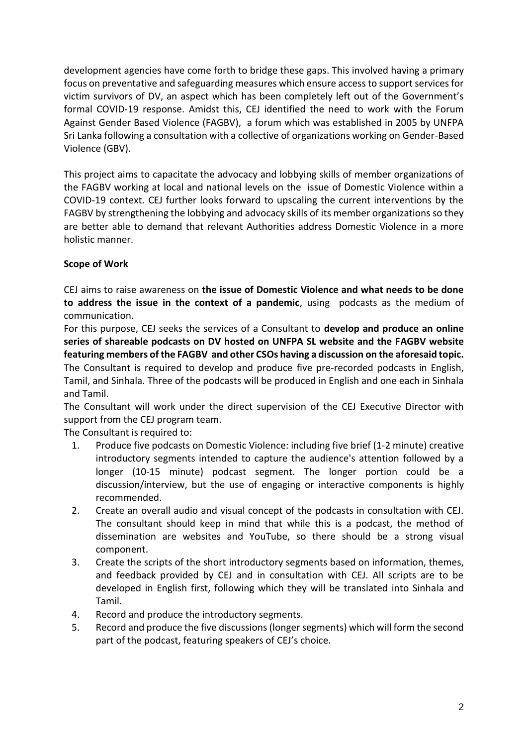development agencies have come forth to bridge these gaps. This involved having a primary focus on preventative and safeguarding measures which ensure access to support services for victim survivors of DV, an aspect which has been completely left out of the Government's formal COVID-19 response. Amidst this, CEJ identified the need to work with the Forum Against Gender Based Violence (FAGBV), a forum which was established in 2005 by UNFPA Sri Lanka following a consultation with a collective of organizations working on Gender-Based Violence (GBV).

This project aims to capacitate the advocacy and lobbying skills of member organizations of the FAGBV working at local and national levels on the issue of Domestic Violence within a COVID-19 context. CEJ further looks forward to upscaling the current interventions by the FAGBV by strengthening the lobbying and advocacy skills of its member organizations so they are better able to demand that relevant Authorities address Domestic Violence in a more holistic manner.

**Scope of Work**

CEJ aims to raise awareness on **the issue of Domestic Violence and what needs to be done to address the issue in the context of a pandemic**, using podcasts as the medium of communication.

For this purpose, CEJ seeks the services of a Consultant to **develop and produce an online series of shareable podcasts on DV hosted on UNFPA SL website and the FAGBV website featuring members of the FAGBV and other CSOs having a discussion on the aforesaid topic.**

The Consultant is required to develop and produce five pre-recorded podcasts in English, Tamil, and Sinhala. Three of the podcasts will be produced in English and one each in Sinhala and Tamil.

The Consultant will work under the direct supervision of the CEJ Executive Director with support from the CEJ program team.

The Consultant is required to:

1. Produce five podcasts on Domestic Violence: including five brief (1-2 minute) creative introductory segments intended to capture the audience's attention followed by a longer (10-15 minute) podcast segment. The longer portion could be a discussion/interview, but the use of engaging or interactive components is highly recommended.
2. Create an overall audio and visual concept of the podcasts in consultation with CEJ. The consultant should keep in mind that while this is a podcast, the method of dissemination are websites and YouTube, so there should be a strong visual component.
3. Create the scripts of the short introductory segments based on information, themes, and feedback provided by CEJ and in consultation with CEJ. All scripts are to be developed in English first, following which they will be translated into Sinhala and Tamil.
4. Record and produce the introductory segments.
5. Record and produce the five discussions (longer segments) which will form the second part of the podcast, featuring speakers of CEJ's choice.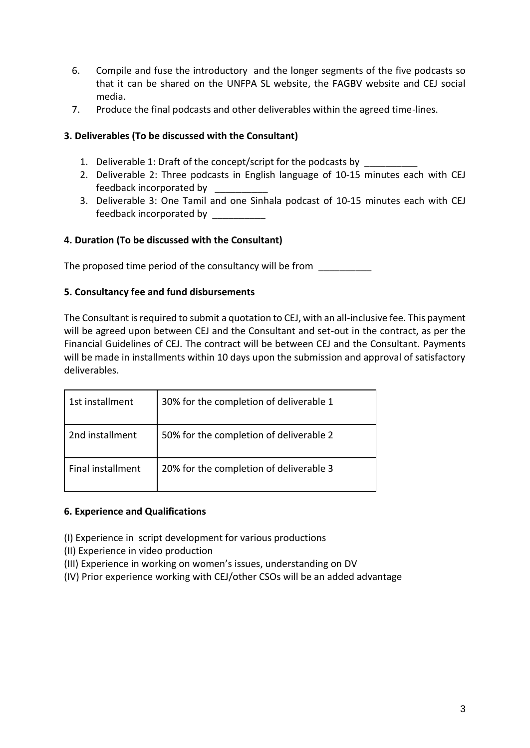6. Compile and fuse the introductory and the longer segments of the five podcasts so that it can be shared on the UNFPA SL website, the FAGBV website and CEJ social media.
7. Produce the final podcasts and other deliverables within the agreed time-lines.

### 3. Deliverables (To be discussed with the Consultant)

1. Deliverable 1: Draft of the concept/script for the podcasts by __________
2. Deliverable 2: Three podcasts in English language of 10-15 minutes each with CEJ feedback incorporated by __________
3. Deliverable 3: One Tamil and one Sinhala podcast of 10-15 minutes each with CEJ feedback incorporated by __________

### 4. Duration (To be discussed with the Consultant)

The proposed time period of the consultancy will be from __________

### 5. Consultancy fee and fund disbursements

The Consultant is required to submit a quotation to CEJ, with an all-inclusive fee. This payment will be agreed upon between CEJ and the Consultant and set-out in the contract, as per the Financial Guidelines of CEJ. The contract will be between CEJ and the Consultant. Payments will be made in installments within 10 days upon the submission and approval of satisfactory deliverables.

| | |
|---|---|
| 1st installment | 30% for the completion of deliverable 1 |
| 2nd installment | 50% for the completion of deliverable 2 |
| Final installment | 20% for the completion of deliverable 3 |

### 6. Experience and Qualifications

(I) Experience in script development for various productions
(II) Experience in video production
(III) Experience in working on women's issues, understanding on DV
(IV) Prior experience working with CEJ/other CSOs will be an added advantage